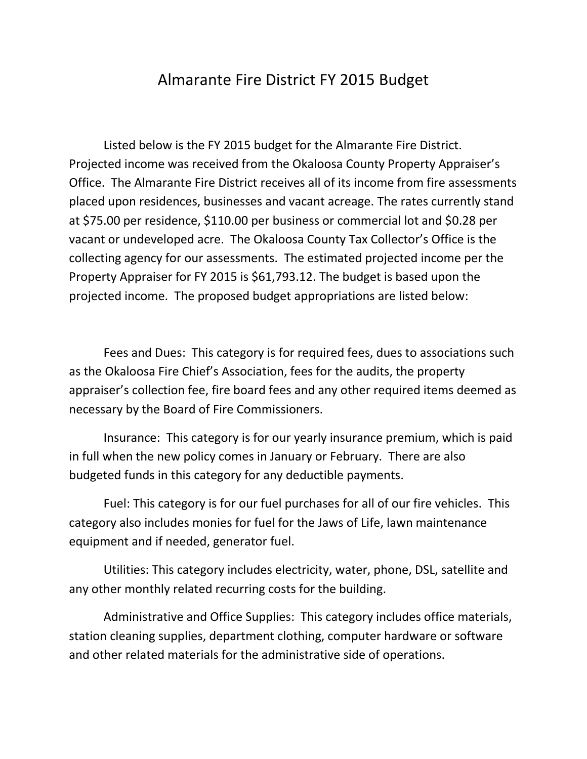# Almarante Fire District FY 2015 Budget

Listed below is the FY 2015 budget for the Almarante Fire District. Projected income was received from the Okaloosa County Property Appraiser's Office. The Almarante Fire District receives all of its income from fire assessments placed upon residences, businesses and vacant acreage. The rates currently stand at $75.00 per residence, $110.00 per business or commercial lot and $0.28 per vacant or undeveloped acre. The Okaloosa County Tax Collector's Office is the collecting agency for our assessments. The estimated projected income per the Property Appraiser for FY 2015 is $61,793.12. The budget is based upon the projected income. The proposed budget appropriations are listed below:

Fees and Dues: This category is for required fees, dues to associations such as the Okaloosa Fire Chief's Association, fees for the audits, the property appraiser's collection fee, fire board fees and any other required items deemed as necessary by the Board of Fire Commissioners.

Insurance: This category is for our yearly insurance premium, which is paid in full when the new policy comes in January or February. There are also budgeted funds in this category for any deductible payments.

Fuel: This category is for our fuel purchases for all of our fire vehicles. This category also includes monies for fuel for the Jaws of Life, lawn maintenance equipment and if needed, generator fuel.

Utilities: This category includes electricity, water, phone, DSL, satellite and any other monthly related recurring costs for the building.

Administrative and Office Supplies: This category includes office materials, station cleaning supplies, department clothing, computer hardware or software and other related materials for the administrative side of operations.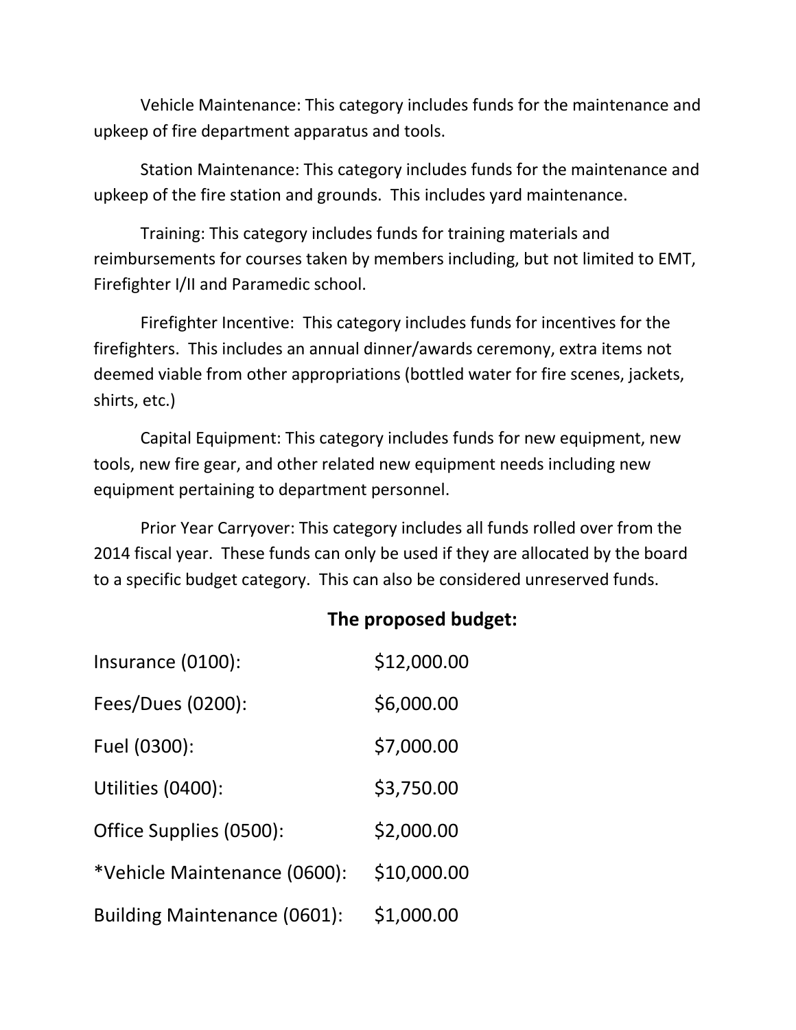Vehicle Maintenance: This category includes funds for the maintenance and upkeep of fire department apparatus and tools.

Station Maintenance: This category includes funds for the maintenance and upkeep of the fire station and grounds. This includes yard maintenance.

Training: This category includes funds for training materials and reimbursements for courses taken by members including, but not limited to EMT, Firefighter I/II and Paramedic school.

Firefighter Incentive: This category includes funds for incentives for the firefighters. This includes an annual dinner/awards ceremony, extra items not deemed viable from other appropriations (bottled water for fire scenes, jackets, shirts, etc.)

Capital Equipment: This category includes funds for new equipment, new tools, new fire gear, and other related new equipment needs including new equipment pertaining to department personnel.

Prior Year Carryover: This category includes all funds rolled over from the 2014 fiscal year. These funds can only be used if they are allocated by the board to a specific budget category. This can also be considered unreserved funds.

**The proposed budget:**

| | |
|---|---|
| Insurance (0100): | $12,000.00 |
| Fees/Dues (0200): | $6,000.00 |
| Fuel (0300): | $7,000.00 |
| Utilities (0400): | $3,750.00 |
| Office Supplies (0500): | $2,000.00 |
| *Vehicle Maintenance (0600): | $10,000.00 |
| Building Maintenance (0601): | $1,000.00 |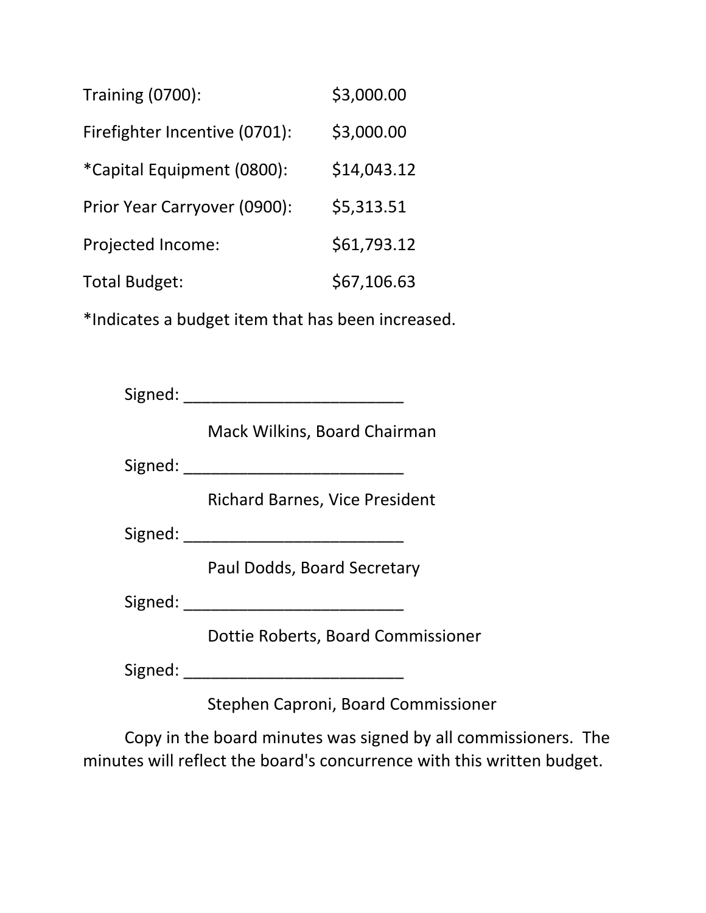| | |
|---|---|
| Training (0700): | $3,000.00 |
| Firefighter Incentive (0701): | $3,000.00 |
| *Capital Equipment (0800): | $14,043.12 |
| Prior Year Carryover (0900): | $5,313.51 |
| Projected Income: | $61,793.12 |
| Total Budget: | $67,106.63 |

*Indicates a budget item that has been increased.

Signed: ________________________

Mack Wilkins, Board Chairman

Signed: ________________________

Richard Barnes, Vice President

Signed: ________________________

Paul Dodds, Board Secretary

Signed: ________________________

Dottie Roberts, Board Commissioner

Signed: ________________________

Stephen Caproni, Board Commissioner

Copy in the board minutes was signed by all commissioners. The minutes will reflect the board's concurrence with this written budget.